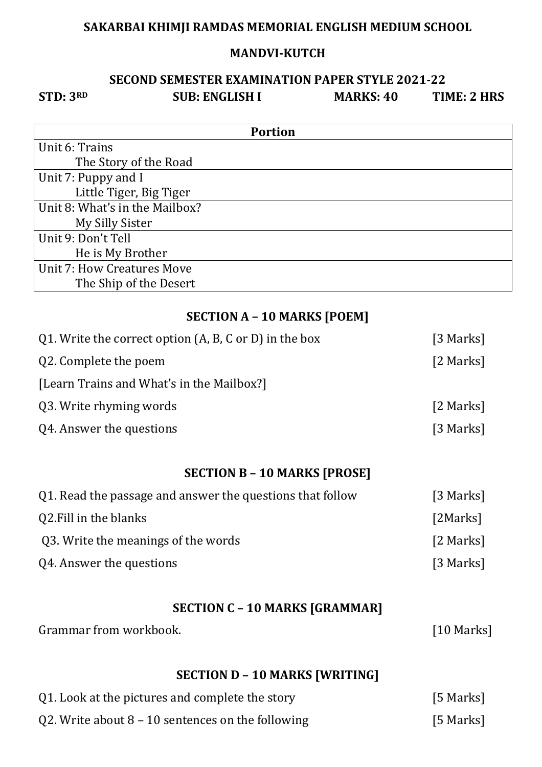**SAKARBAI KHIMJI RAMDAS MEMORIAL ENGLISH MEDIUM SCHOOL**

**MANDVI-KUTCH**

**SECOND SEMESTER EXAMINATION PAPER STYLE 2021-22**

**STD: 3RD** **SUB: ENGLISH I** **MARKS: 40** **TIME: 2 HRS**

| Portion |
|---|
| Unit 6: Trains<br>The Story of the Road |
| Unit 7: Puppy and I<br>Little Tiger, Big Tiger |
| Unit 8: What's in the Mailbox?<br>My Silly Sister |
| Unit 9: Don't Tell<br>He is My Brother |
| Unit 7: How Creatures Move<br>The Ship of the Desert |

## SECTION A – 10 MARKS [POEM]

Q1. Write the correct option (A, B, C or D) in the box [3 Marks]

Q2. Complete the poem [2 Marks]

[Learn Trains and What's in the Mailbox?]

Q3. Write rhyming words [2 Marks]

Q4. Answer the questions [3 Marks]

## SECTION B – 10 MARKS [PROSE]

Q1. Read the passage and answer the questions that follow [3 Marks]

Q2.Fill in the blanks [2Marks]

Q3. Write the meanings of the words [2 Marks]

Q4. Answer the questions [3 Marks]

## SECTION C – 10 MARKS [GRAMMAR]

Grammar from workbook. [10 Marks]

## SECTION D – 10 MARKS [WRITING]

Q1. Look at the pictures and complete the story [5 Marks]

Q2. Write about 8 – 10 sentences on the following [5 Marks]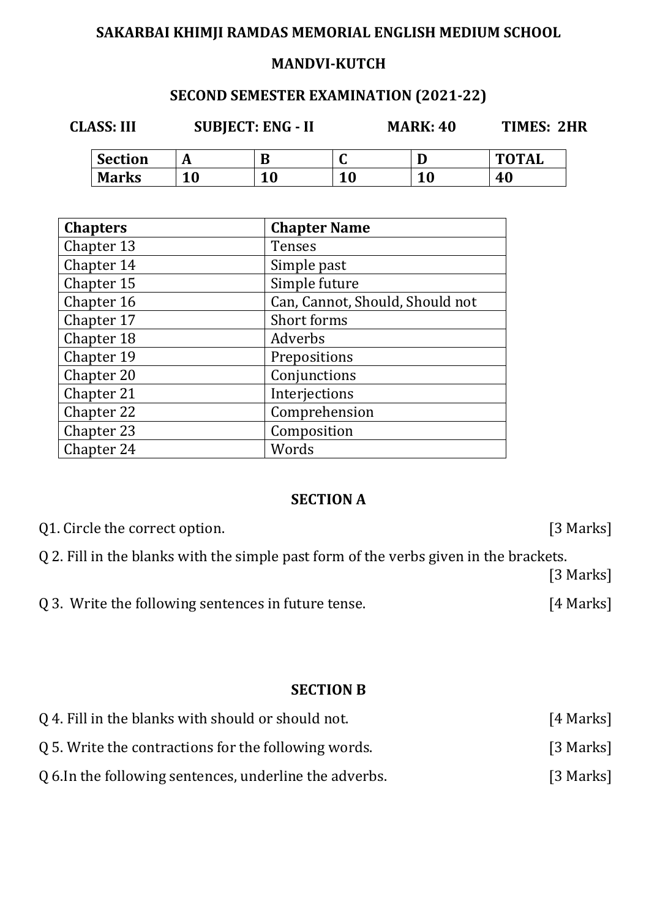**SAKARBAI KHIMJI RAMDAS MEMORIAL ENGLISH MEDIUM SCHOOL**

**MANDVI-KUTCH**

**SECOND SEMESTER EXAMINATION (2021-22)**

**CLASS: III** **SUBJECT: ENG - II** **MARK: 40** **TIMES: 2HR**

| Section | A | B | C | D | TOTAL |
|---|---|---|---|---|---|
| Marks | 10 | 10 | 10 | 10 | 40 |

| Chapters | Chapter Name |
|---|---|
| Chapter 13 | Tenses |
| Chapter 14 | Simple past |
| Chapter 15 | Simple future |
| Chapter 16 | Can, Cannot, Should, Should not |
| Chapter 17 | Short forms |
| Chapter 18 | Adverbs |
| Chapter 19 | Prepositions |
| Chapter 20 | Conjunctions |
| Chapter 21 | Interjections |
| Chapter 22 | Comprehension |
| Chapter 23 | Composition |
| Chapter 24 | Words |

## SECTION A

Q1. Circle the correct option. [3 Marks]

Q 2. Fill in the blanks with the simple past form of the verbs given in the brackets. [3 Marks]

Q 3. Write the following sentences in future tense. [4 Marks]

## SECTION B

Q 4. Fill in the blanks with should or should not. [4 Marks]

Q 5. Write the contractions for the following words. [3 Marks]

Q 6.In the following sentences, underline the adverbs. [3 Marks]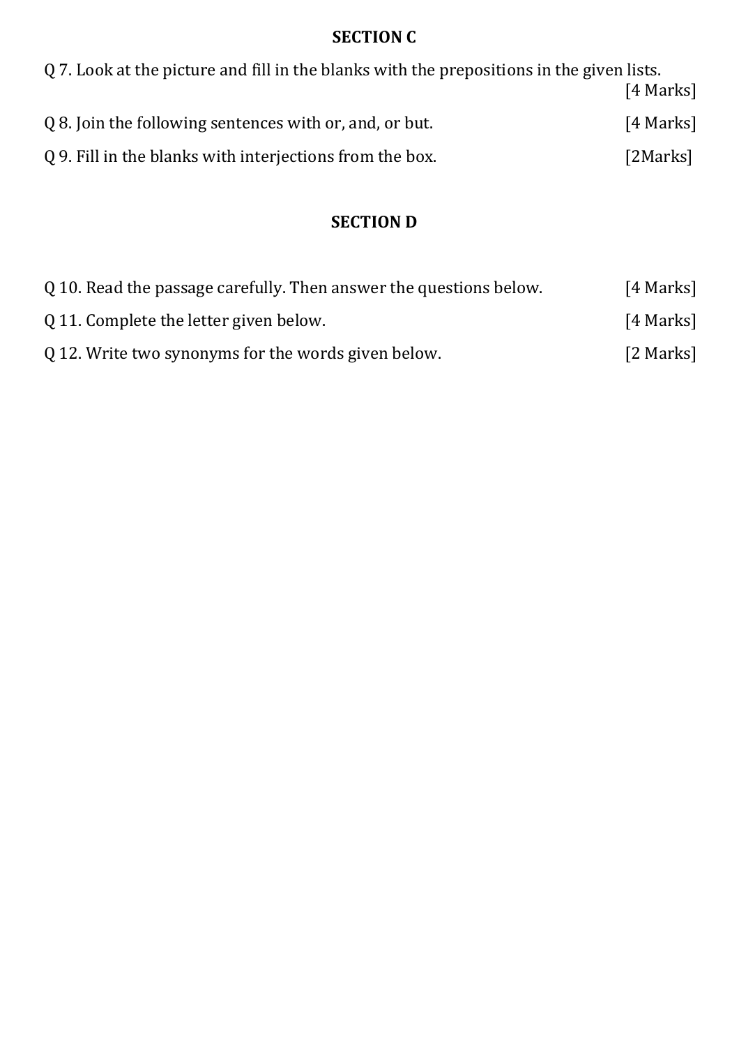## SECTION C

Q 7. Look at the picture and fill in the blanks with the prepositions in the given lists. [4 Marks]

Q 8. Join the following sentences with or, and, or but. [4 Marks]

Q 9. Fill in the blanks with interjections from the box. [2Marks]

## SECTION D

Q 10. Read the passage carefully. Then answer the questions below. [4 Marks]

Q 11. Complete the letter given below. [4 Marks]

Q 12. Write two synonyms for the words given below. [2 Marks]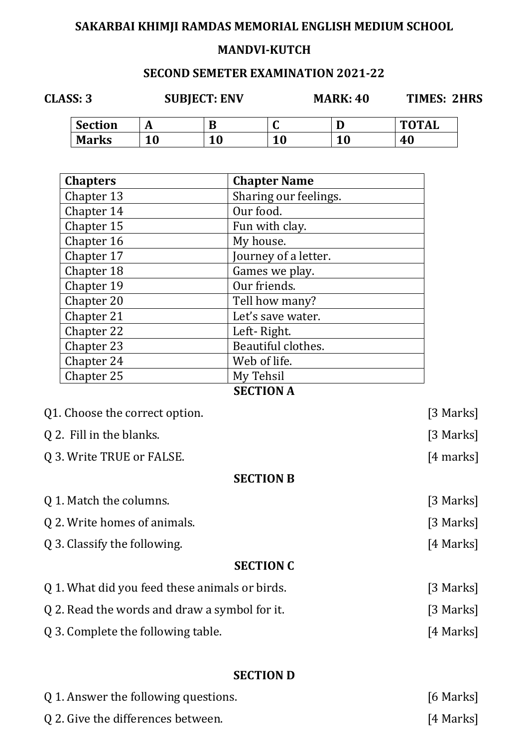# SAKARBAI KHIMJI RAMDAS MEMORIAL ENGLISH MEDIUM SCHOOL

## MANDVI-KUTCH

## SECOND SEMETER EXAMINATION 2021-22

**CLASS: 3** **SUBJECT: ENV** **MARK: 40** **TIMES: 2HRS**

| Section | A | B | C | D | TOTAL |
|---|---|---|---|---|---|
| Marks | 10 | 10 | 10 | 10 | 40 |

| Chapters | Chapter Name |
|---|---|
| Chapter 13 | Sharing our feelings. |
| Chapter 14 | Our food. |
| Chapter 15 | Fun with clay. |
| Chapter 16 | My house. |
| Chapter 17 | Journey of a letter. |
| Chapter 18 | Games we play. |
| Chapter 19 | Our friends. |
| Chapter 20 | Tell how many? |
| Chapter 21 | Let's save water. |
| Chapter 22 | Left- Right. |
| Chapter 23 | Beautiful clothes. |
| Chapter 24 | Web of life. |
| Chapter 25 | My Tehsil |

### SECTION A

Q1. Choose the correct option. [3 Marks]

Q 2. Fill in the blanks. [3 Marks]

Q 3. Write TRUE or FALSE. [4 marks]

### SECTION B

Q 1. Match the columns. [3 Marks]

Q 2. Write homes of animals. [3 Marks]

Q 3. Classify the following. [4 Marks]

### SECTION C

Q 1. What did you feed these animals or birds. [3 Marks]

Q 2. Read the words and draw a symbol for it. [3 Marks]

Q 3. Complete the following table. [4 Marks]

### SECTION D

Q 1. Answer the following questions. [6 Marks]

Q 2. Give the differences between. [4 Marks]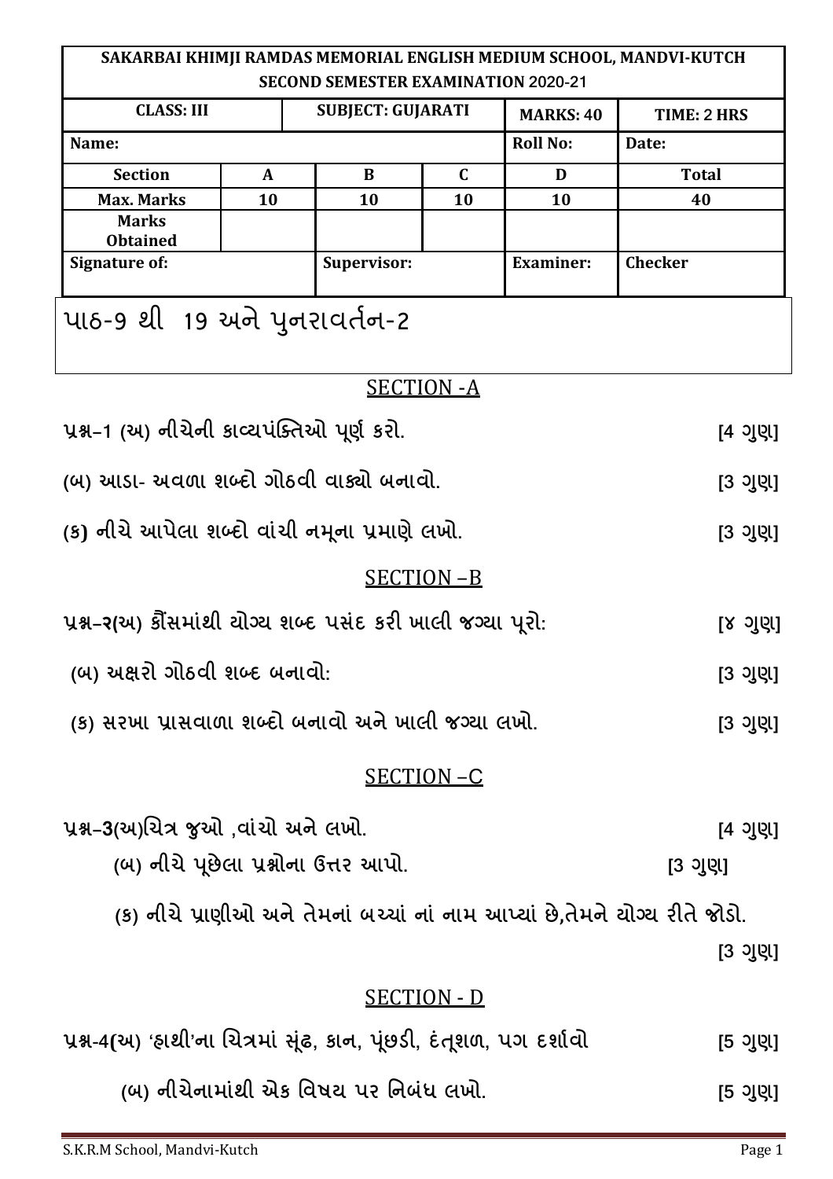| SAKARBAI KHIMJI RAMDAS MEMORIAL ENGLISH MEDIUM SCHOOL, MANDVI-KUTCH SECOND SEMESTER EXAMINATION 2020-21 | | | | | |
|---|---|---|---|---|---|
| CLASS: III | | SUBJECT: GUJARATI | | MARKS: 40 | TIME: 2 HRS |
| Name: | | | | Roll No: | Date: |
| Section | A | B | C | D | Total |
| Max. Marks | 10 | 10 | 10 | 10 | 40 |
| Marks Obtained | | | | | |
| Signature of: | | Supervisor: | | Examiner: | Checker |

પાઠ-9 થી 19 અને પુનરાવર્તન-2

## SECTION -A

**પ્રશ્ન–1 (અ) નીચેની કાવ્યપંક્તિઓ પૂર્ણ કરો. [4 ગુણ]**

**(બ) આડા- અવળા શબ્દો ગોઠવી વાક્યો બનાવો. [3 ગુણ]**

**(ક) નીચે આપેલા શબ્દો વાંચી નમૂના પ્રમાણે લખો. [3 ગુણ]**

## SECTION –B

**પ્રશ્ન–૨(અ) કૌંસમાંથી યોગ્ય શબ્દ પસંદ કરી ખાલી જગ્યા પૂરો: [૪ ગુણ]**

**(બ) અક્ષરો ગોઠવી શબ્દ બનાવો: [3 ગુણ]**

**(ક) સરખા પ્રાસવાળા શબ્દો બનાવો અને ખાલી જગ્યા લખો. [3 ગુણ]**

## SECTION –C

**પ્રશ્ન–3(અ)ચિત્ર જુઓ ,વાંચો અને લખો. [4 ગુણ]**

**(બ) નીચે પૂછેલા પ્રશ્નોના ઉત્તર આપો. [3 ગુણ]**

**(ક) નીચે પ્રાણીઓ અને તેમનાં બચ્ચાં નાં નામ આપ્યાં છે,તેમને યોગ્ય રીતે જોડો. [3 ગુણ]**

## SECTION - D

**પ્રશ્ન-4(અ) 'હાથી'ના ચિત્રમાં સૂંઢ, કાન, પૂંછડી, દંતૂશળ, પગ દર્શાવો [5 ગુણ]**

**(બ) નીચેનામાંથી એક વિષય પર નિબંધ લખો. [5 ગુણ]**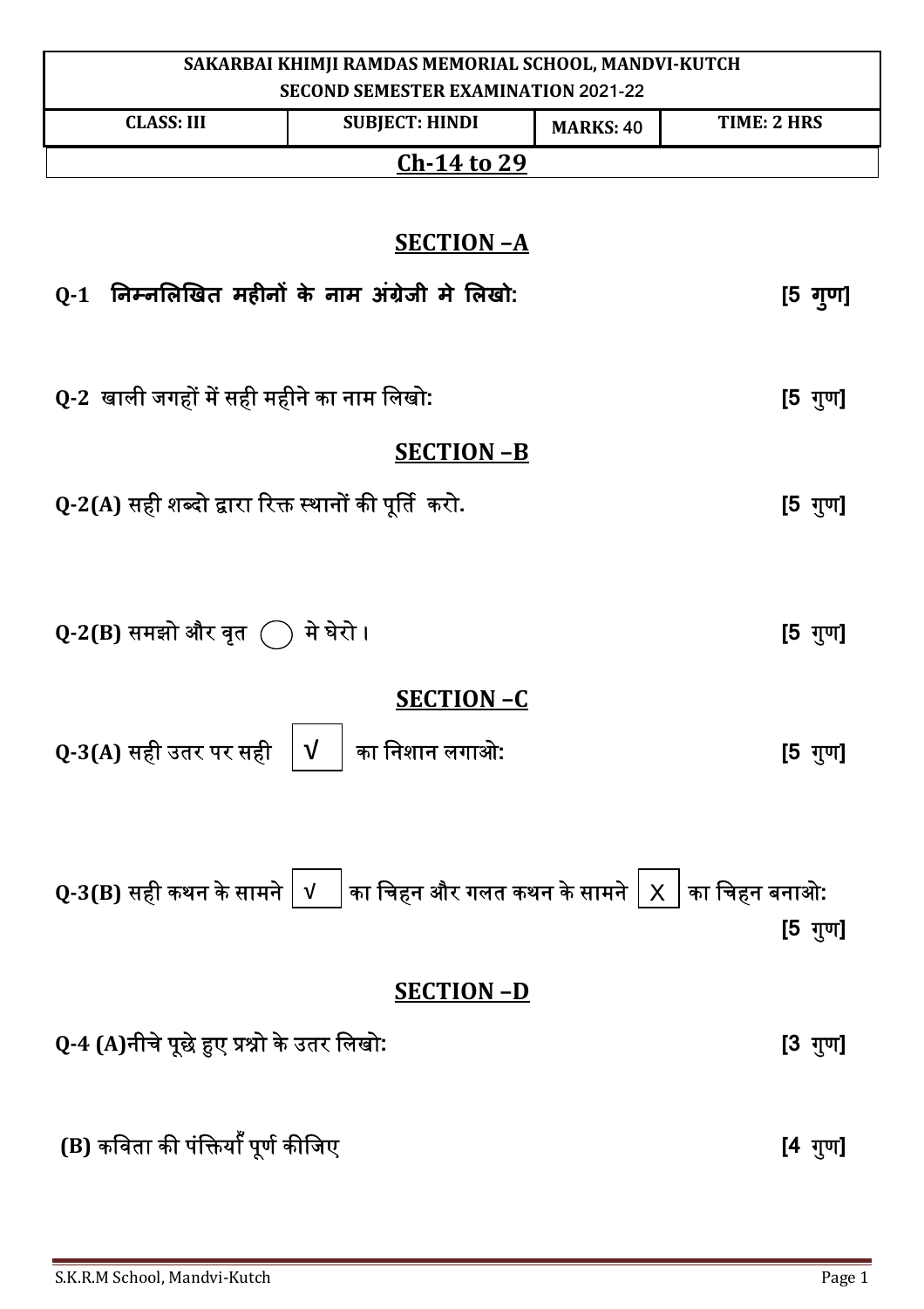| SAKARBAI KHIMJI RAMDAS MEMORIAL SCHOOL, MANDVI-KUTCH<br>SECOND SEMESTER EXAMINATION 2021-22 | | | |
|---|---|---|---|
| **CLASS: III** | **SUBJECT: HINDI** | **MARKS:** 40 | **TIME: 2 HRS** |
| **Ch-14 to 29** | | | |

## SECTION –A

**Q-1 निम्नलिखित महीनों के नाम अंग्रेजी मे लिखो:** **[5 गुण]**

**Q-2** खाली जगहों में सही महीने का नाम लिखो: **[5 गुण]**

## SECTION –B

**Q-2(A)** सही शब्दो द्वारा रिक्त स्थानों की पूर्ति करो. **[5 गुण]**

**Q-2(B)** समझो और वृत ◯ मे घेरो । **[5 गुण]**

## SECTION –C

**Q-3(A)** सही उतर पर सही √ का निशान लगाओ: **[5 गुण]**

**Q-3(B)** सही कथन के सामने √ का चिहन और गलत कथन के सामने X का चिहन बनाओ: **[5 गुण]**

## SECTION –D

**Q-4 (A)**नीचे पूछे हुए प्रश्नो के उतर लिखो: **[3 गुण]**

**(B)** कविता की पंक्तियाँ पूर्ण कीजिए **[4 गुण]**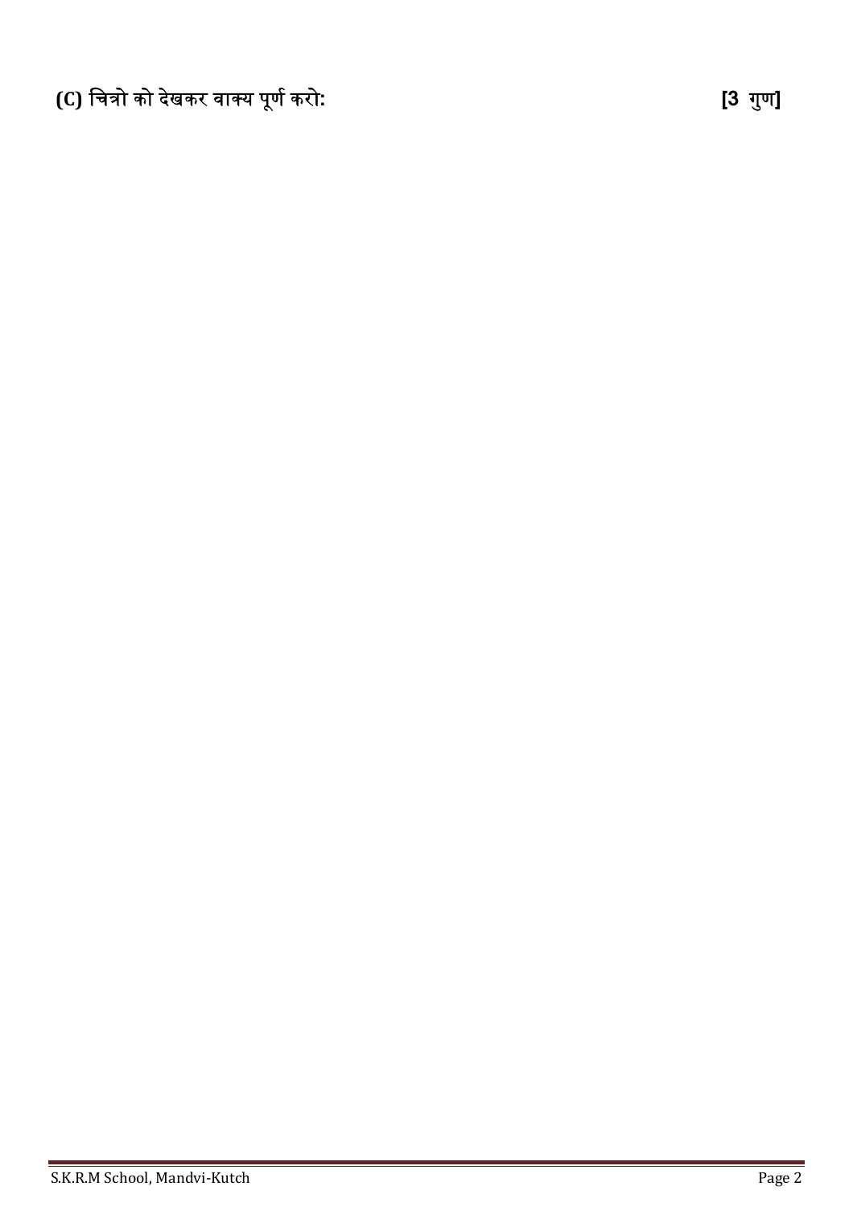**(C) चित्रो को देखकर वाक्य पूर्ण करो:** **[3 गुण]**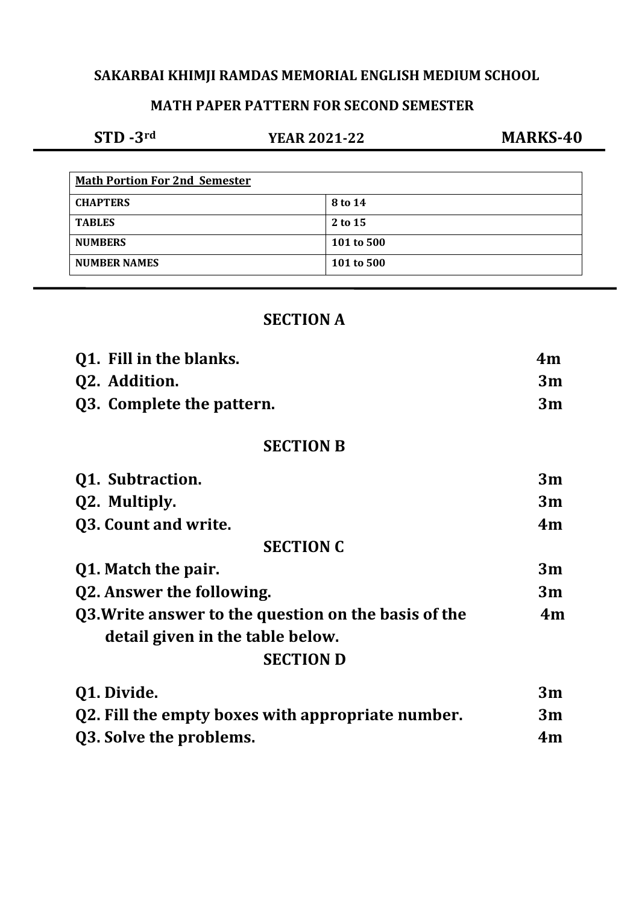**SAKARBAI KHIMJI RAMDAS MEMORIAL ENGLISH MEDIUM SCHOOL**

**MATH PAPER PATTERN FOR SECOND SEMESTER**

**STD -3rd** **YEAR 2021-22** **MARKS-40**

| Math Portion For 2nd Semester | |
|---|---|
| CHAPTERS | 8 to 14 |
| TABLES | 2 to 15 |
| NUMBERS | 101 to 500 |
| NUMBER NAMES | 101 to 500 |

## SECTION A

**Q1. Fill in the blanks.** **4m**

**Q2. Addition.** **3m**

**Q3. Complete the pattern.** **3m**

## SECTION B

**Q1. Subtraction.** **3m**

**Q2. Multiply.** **3m**

**Q3. Count and write.** **4m**

## SECTION C

**Q1. Match the pair.** **3m**

**Q2. Answer the following.** **3m**

**Q3.Write answer to the question on the basis of the detail given in the table below.** **4m**

## SECTION D

**Q1. Divide.** **3m**

**Q2. Fill the empty boxes with appropriate number.** **3m**

**Q3. Solve the problems.** **4m**